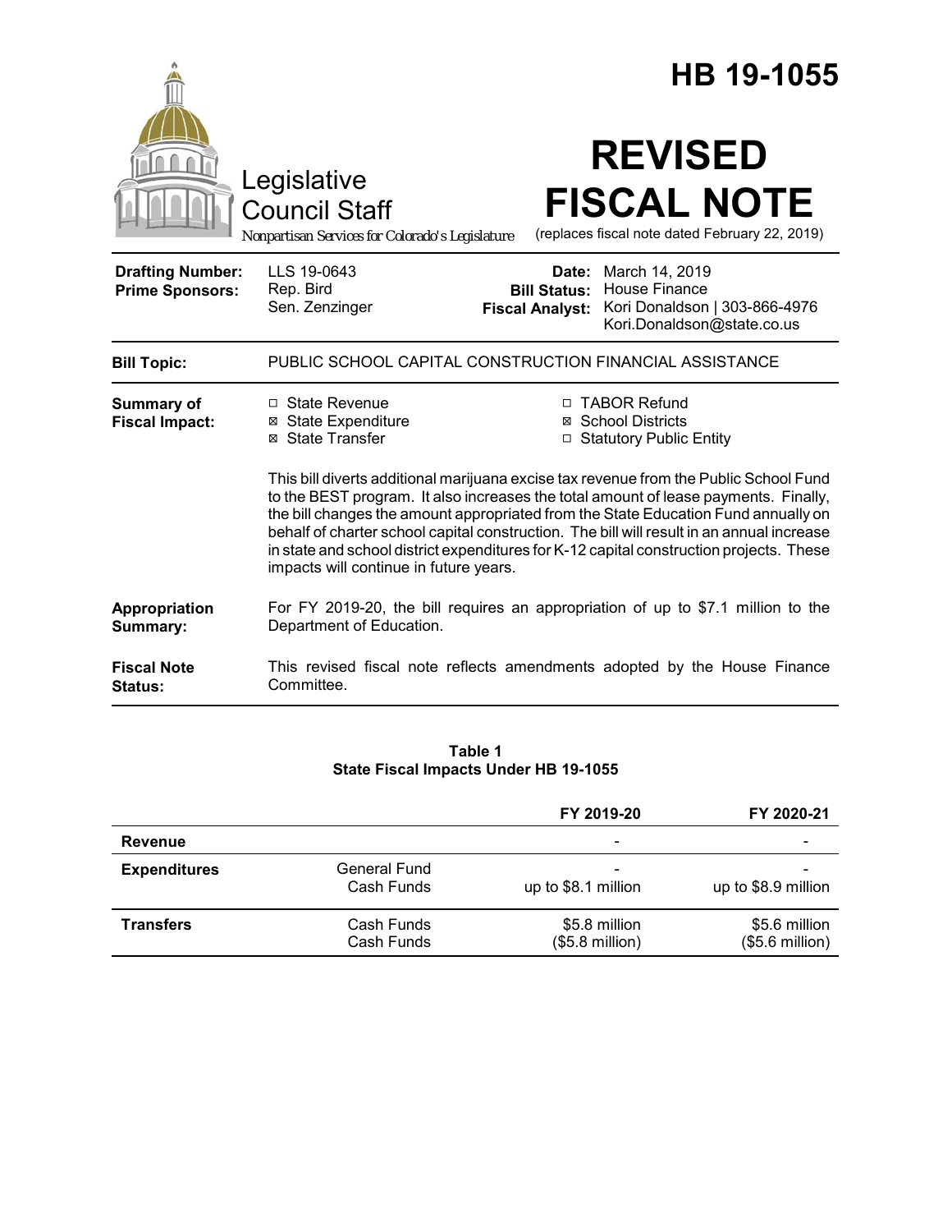# HB 19-1055

Legislative Council Staff

*Nonpartisan Services for Colorado's Legislature*

# REVISED FISCAL NOTE

(replaces fiscal note dated February 22, 2019)

| | | | |
|---|---|---|---|
| **Drafting Number:** | LLS 19-0643 | **Date:** | March 14, 2019 |
| **Prime Sponsors:** | Rep. Bird<br>Sen. Zenzinger | **Bill Status:** | House Finance |
| | | **Fiscal Analyst:** | Kori Donaldson \| 303-866-4976<br>Kori.Donaldson@state.co.us |

**Bill Topic:** PUBLIC SCHOOL CAPITAL CONSTRUCTION FINANCIAL ASSISTANCE

**Summary of Fiscal Impact:**

- ☐ State Revenue
- ☒ State Expenditure
- ☒ State Transfer
- ☐ TABOR Refund
- ☒ School Districts
- ☐ Statutory Public Entity

This bill diverts additional marijuana excise tax revenue from the Public School Fund to the BEST program. It also increases the total amount of lease payments. Finally, the bill changes the amount appropriated from the State Education Fund annually on behalf of charter school capital construction. The bill will result in an annual increase in state and school district expenditures for K-12 capital construction projects. These impacts will continue in future years.

**Appropriation Summary:** For FY 2019-20, the bill requires an appropriation of up to $7.1 million to the Department of Education.

**Fiscal Note Status:** This revised fiscal note reflects amendments adopted by the House Finance Committee.

**Table 1**
**State Fiscal Impacts Under HB 19-1055**

| | | FY 2019-20 | FY 2020-21 |
|---|---|---|---|
| **Revenue** | | - | - |
| **Expenditures** | General Fund<br>Cash Funds | -<br>up to $8.1 million | -<br>up to $8.9 million |
| **Transfers** | Cash Funds<br>Cash Funds | $5.8 million<br>($5.8 million) | $5.6 million<br>($5.6 million) |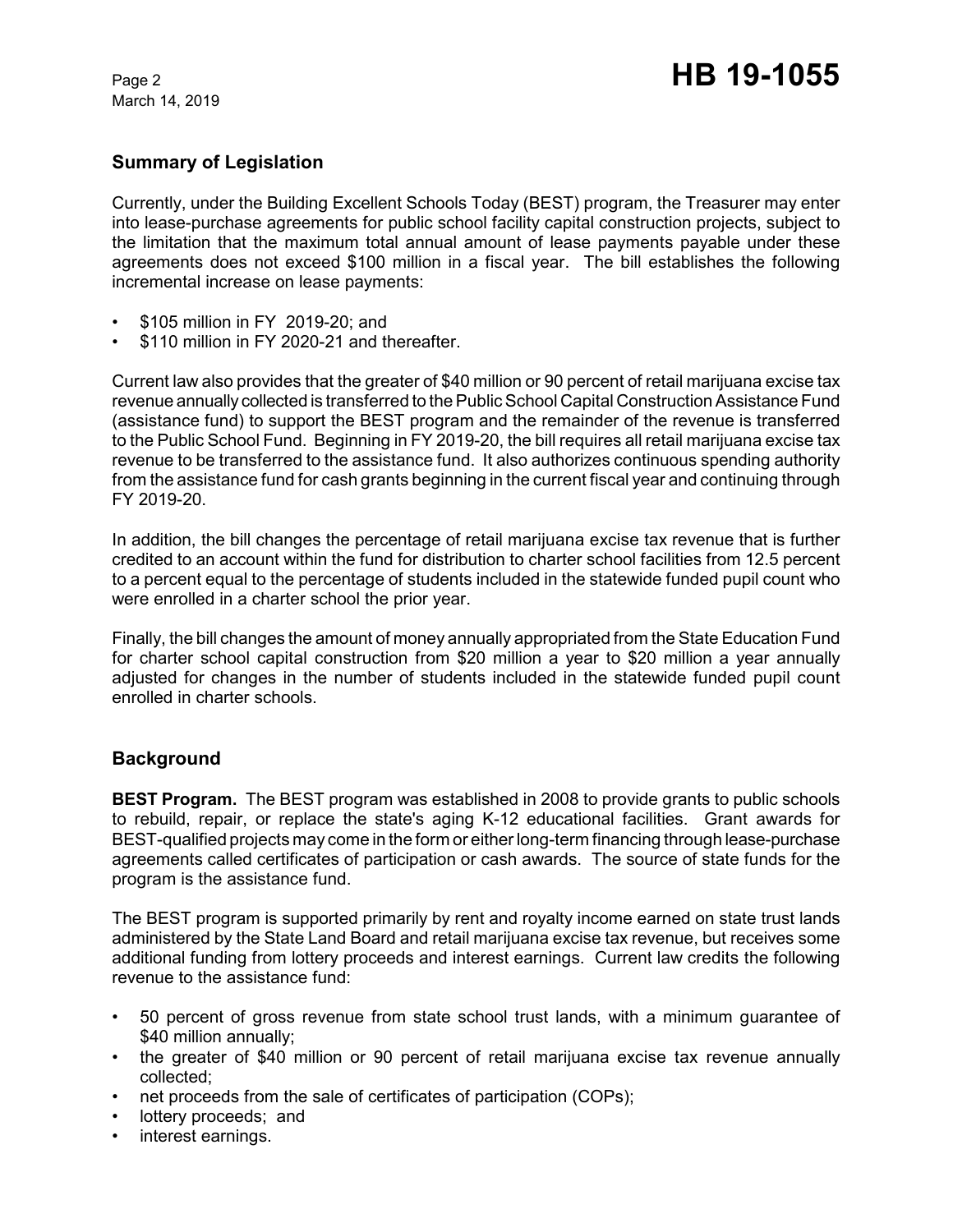## Summary of Legislation

Currently, under the Building Excellent Schools Today (BEST) program, the Treasurer may enter into lease-purchase agreements for public school facility capital construction projects, subject to the limitation that the maximum total annual amount of lease payments payable under these agreements does not exceed $100 million in a fiscal year. The bill establishes the following incremental increase on lease payments:

- $105 million in FY 2019-20; and
- $110 million in FY 2020-21 and thereafter.

Current law also provides that the greater of $40 million or 90 percent of retail marijuana excise tax revenue annually collected is transferred to the Public School Capital Construction Assistance Fund (assistance fund) to support the BEST program and the remainder of the revenue is transferred to the Public School Fund. Beginning in FY 2019-20, the bill requires all retail marijuana excise tax revenue to be transferred to the assistance fund. It also authorizes continuous spending authority from the assistance fund for cash grants beginning in the current fiscal year and continuing through FY 2019-20.

In addition, the bill changes the percentage of retail marijuana excise tax revenue that is further credited to an account within the fund for distribution to charter school facilities from 12.5 percent to a percent equal to the percentage of students included in the statewide funded pupil count who were enrolled in a charter school the prior year.

Finally, the bill changes the amount of money annually appropriated from the State Education Fund for charter school capital construction from $20 million a year to $20 million a year annually adjusted for changes in the number of students included in the statewide funded pupil count enrolled in charter schools.

## Background

**BEST Program.** The BEST program was established in 2008 to provide grants to public schools to rebuild, repair, or replace the state's aging K-12 educational facilities. Grant awards for BEST-qualified projects may come in the form or either long-term financing through lease-purchase agreements called certificates of participation or cash awards. The source of state funds for the program is the assistance fund.

The BEST program is supported primarily by rent and royalty income earned on state trust lands administered by the State Land Board and retail marijuana excise tax revenue, but receives some additional funding from lottery proceeds and interest earnings. Current law credits the following revenue to the assistance fund:

- 50 percent of gross revenue from state school trust lands, with a minimum guarantee of $40 million annually;
- the greater of $40 million or 90 percent of retail marijuana excise tax revenue annually collected;
- net proceeds from the sale of certificates of participation (COPs);
- lottery proceeds; and
- interest earnings.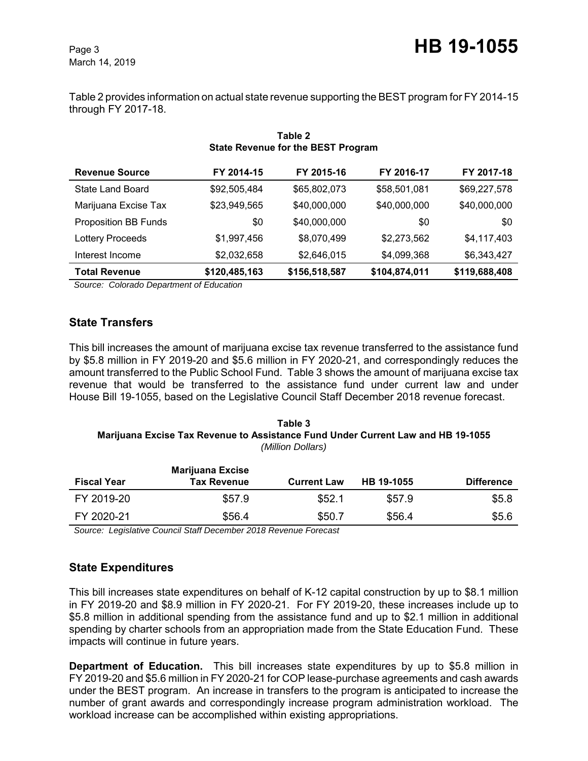Table 2 provides information on actual state revenue supporting the BEST program for FY 2014-15 through FY 2017-18.

**Table 2**
**State Revenue for the BEST Program**

| Revenue Source | FY 2014-15 | FY 2015-16 | FY 2016-17 | FY 2017-18 |
|---|---|---|---|---|
| State Land Board | $92,505,484 | $65,802,073 | $58,501,081 | $69,227,578 |
| Marijuana Excise Tax | $23,949,565 | $40,000,000 | $40,000,000 | $40,000,000 |
| Proposition BB Funds | $0 | $40,000,000 | $0 | $0 |
| Lottery Proceeds | $1,997,456 | $8,070,499 | $2,273,562 | $4,117,403 |
| Interest Income | $2,032,658 | $2,646,015 | $4,099,368 | $6,343,427 |
| **Total Revenue** | **$120,485,163** | **$156,518,587** | **$104,874,011** | **$119,688,408** |

*Source: Colorado Department of Education*

## State Transfers

This bill increases the amount of marijuana excise tax revenue transferred to the assistance fund by $5.8 million in FY 2019-20 and $5.6 million in FY 2020-21, and correspondingly reduces the amount transferred to the Public School Fund. Table 3 shows the amount of marijuana excise tax revenue that would be transferred to the assistance fund under current law and under House Bill 19-1055, based on the Legislative Council Staff December 2018 revenue forecast.

**Table 3**
**Marijuana Excise Tax Revenue to Assistance Fund Under Current Law and HB 19-1055**
*(Million Dollars)*

| Fiscal Year | Marijuana Excise Tax Revenue | Current Law | HB 19-1055 | Difference |
|---|---|---|---|---|
| FY 2019-20 | $57.9 | $52.1 | $57.9 | $5.8 |
| FY 2020-21 | $56.4 | $50.7 | $56.4 | $5.6 |

*Source: Legislative Council Staff December 2018 Revenue Forecast*

## State Expenditures

This bill increases state expenditures on behalf of K-12 capital construction by up to $8.1 million in FY 2019-20 and $8.9 million in FY 2020-21. For FY 2019-20, these increases include up to $5.8 million in additional spending from the assistance fund and up to $2.1 million in additional spending by charter schools from an appropriation made from the State Education Fund. These impacts will continue in future years.

**Department of Education.** This bill increases state expenditures by up to $5.8 million in FY 2019-20 and $5.6 million in FY 2020-21 for COP lease-purchase agreements and cash awards under the BEST program. An increase in transfers to the program is anticipated to increase the number of grant awards and correspondingly increase program administration workload. The workload increase can be accomplished within existing appropriations.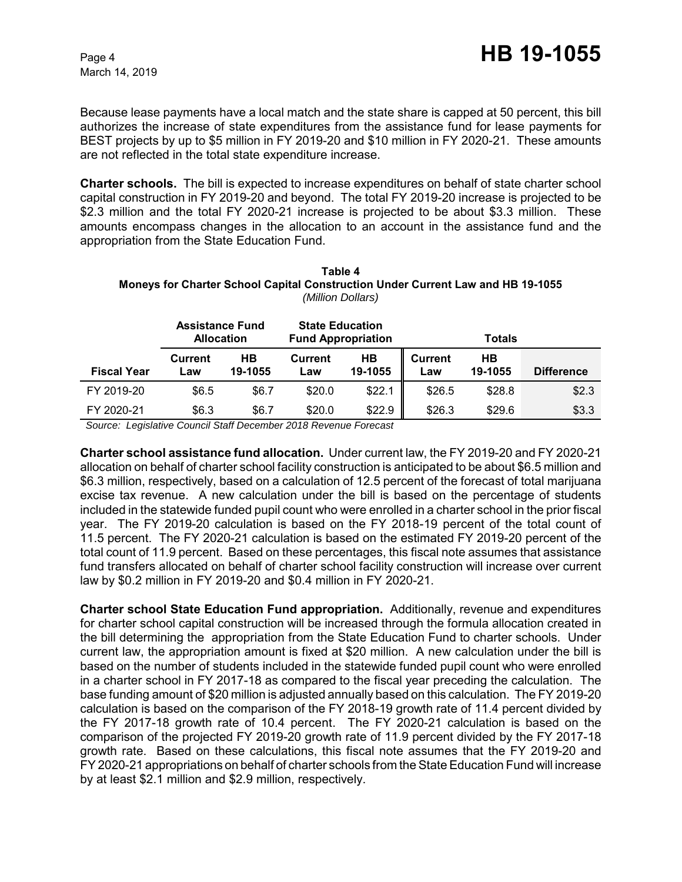Because lease payments have a local match and the state share is capped at 50 percent, this bill authorizes the increase of state expenditures from the assistance fund for lease payments for BEST projects by up to $5 million in FY 2019-20 and $10 million in FY 2020-21. These amounts are not reflected in the total state expenditure increase.

**Charter schools.** The bill is expected to increase expenditures on behalf of state charter school capital construction in FY 2019-20 and beyond. The total FY 2019-20 increase is projected to be $2.3 million and the total FY 2020-21 increase is projected to be about $3.3 million. These amounts encompass changes in the allocation to an account in the assistance fund and the appropriation from the State Education Fund.

**Table 4**
**Moneys for Charter School Capital Construction Under Current Law and HB 19-1055**
*(Million Dollars)*

| | Assistance Fund Allocation | | State Education Fund Appropriation | | Totals | | |
|---|---|---|---|---|---|---|---|
| **Fiscal Year** | **Current Law** | **HB 19-1055** | **Current Law** | **HB 19-1055** | **Current Law** | **HB 19-1055** | **Difference** |
| FY 2019-20 | $6.5 | $6.7 | $20.0 | $22.1 | $26.5 | $28.8 | $2.3 |
| FY 2020-21 | $6.3 | $6.7 | $20.0 | $22.9 | $26.3 | $29.6 | $3.3 |

*Source: Legislative Council Staff December 2018 Revenue Forecast*

**Charter school assistance fund allocation.** Under current law, the FY 2019-20 and FY 2020-21 allocation on behalf of charter school facility construction is anticipated to be about $6.5 million and $6.3 million, respectively, based on a calculation of 12.5 percent of the forecast of total marijuana excise tax revenue. A new calculation under the bill is based on the percentage of students included in the statewide funded pupil count who were enrolled in a charter school in the prior fiscal year. The FY 2019-20 calculation is based on the FY 2018-19 percent of the total count of 11.5 percent. The FY 2020-21 calculation is based on the estimated FY 2019-20 percent of the total count of 11.9 percent. Based on these percentages, this fiscal note assumes that assistance fund transfers allocated on behalf of charter school facility construction will increase over current law by $0.2 million in FY 2019-20 and $0.4 million in FY 2020-21.

**Charter school State Education Fund appropriation.** Additionally, revenue and expenditures for charter school capital construction will be increased through the formula allocation created in the bill determining the appropriation from the State Education Fund to charter schools. Under current law, the appropriation amount is fixed at $20 million. A new calculation under the bill is based on the number of students included in the statewide funded pupil count who were enrolled in a charter school in FY 2017-18 as compared to the fiscal year preceding the calculation. The base funding amount of $20 million is adjusted annually based on this calculation. The FY 2019-20 calculation is based on the comparison of the FY 2018-19 growth rate of 11.4 percent divided by the FY 2017-18 growth rate of 10.4 percent. The FY 2020-21 calculation is based on the comparison of the projected FY 2019-20 growth rate of 11.9 percent divided by the FY 2017-18 growth rate. Based on these calculations, this fiscal note assumes that the FY 2019-20 and FY 2020-21 appropriations on behalf of charter schools from the State Education Fund will increase by at least $2.1 million and $2.9 million, respectively.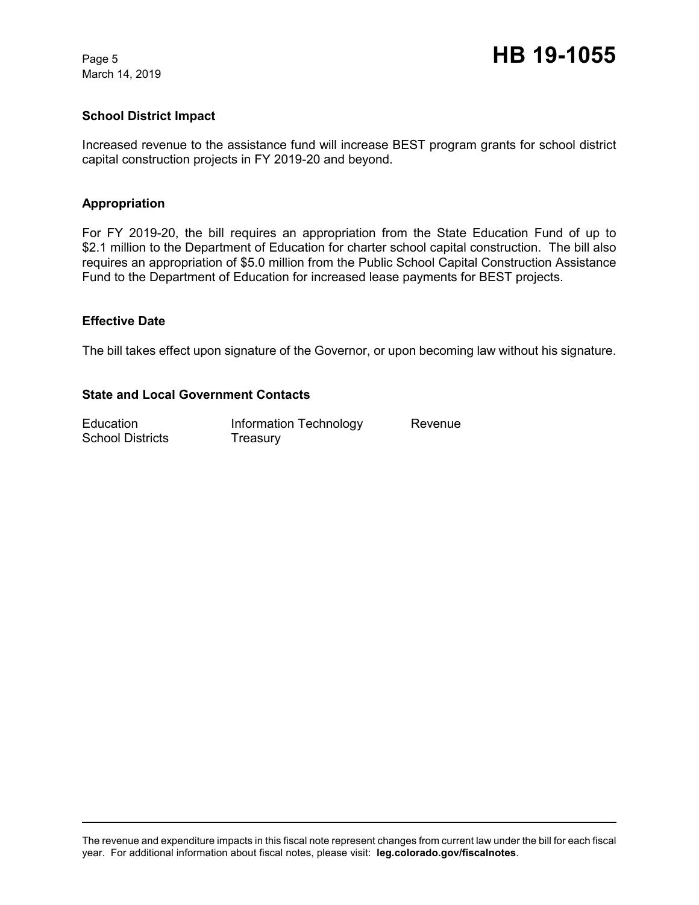### School District Impact

Increased revenue to the assistance fund will increase BEST program grants for school district capital construction projects in FY 2019-20 and beyond.

### Appropriation

For FY 2019-20, the bill requires an appropriation from the State Education Fund of up to $2.1 million to the Department of Education for charter school capital construction. The bill also requires an appropriation of $5.0 million from the Public School Capital Construction Assistance Fund to the Department of Education for increased lease payments for BEST projects.

### Effective Date

The bill takes effect upon signature of the Governor, or upon becoming law without his signature.

### State and Local Government Contacts

| | | |
|---|---|---|
| Education | Information Technology | Revenue |
| School Districts | Treasury | |

The revenue and expenditure impacts in this fiscal note represent changes from current law under the bill for each fiscal year. For additional information about fiscal notes, please visit: **leg.colorado.gov/fiscalnotes**.